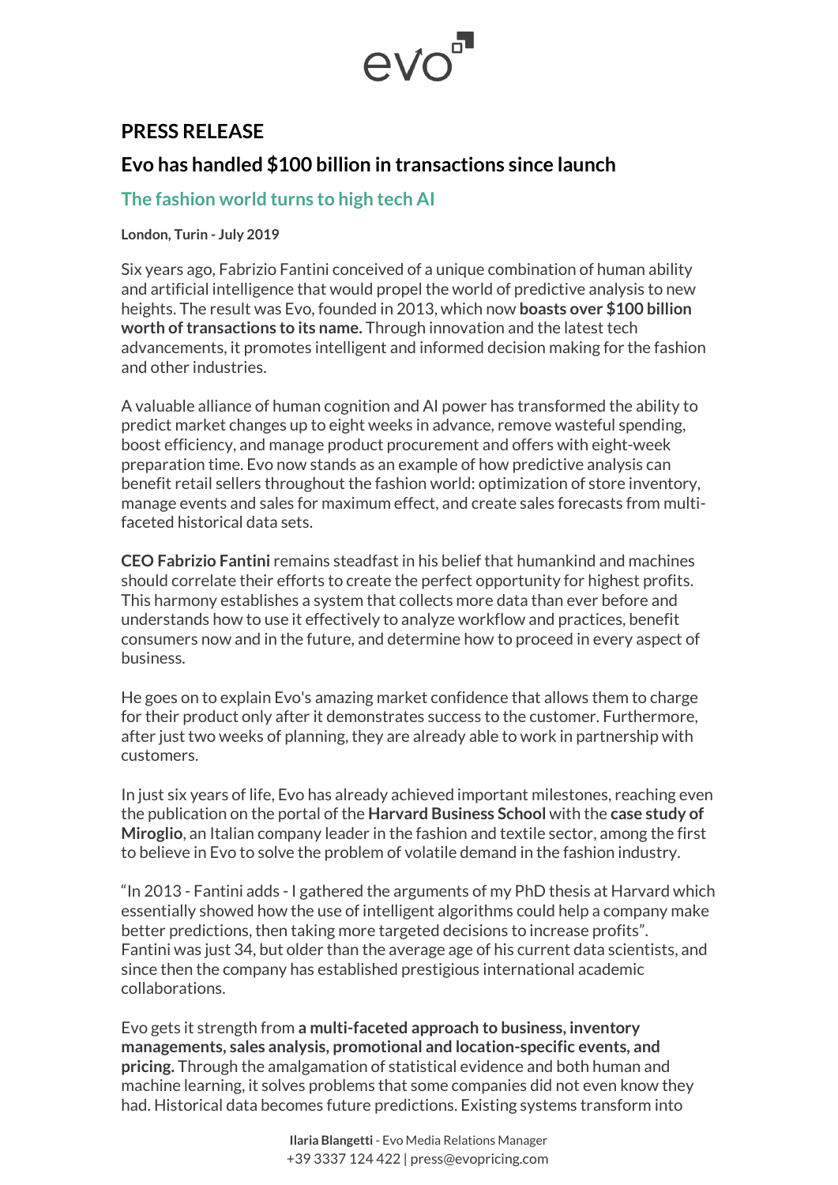# PRESS RELEASE

## Evo has handled $100 billion in transactions since launch

### The fashion world turns to high tech AI

**London, Turin - July 2019**

Six years ago, Fabrizio Fantini conceived of a unique combination of human ability and artificial intelligence that would propel the world of predictive analysis to new heights. The result was Evo, founded in 2013, which now **boasts over $100 billion worth of transactions to its name.** Through innovation and the latest tech advancements, it promotes intelligent and informed decision making for the fashion and other industries.

A valuable alliance of human cognition and AI power has transformed the ability to predict market changes up to eight weeks in advance, remove wasteful spending, boost efficiency, and manage product procurement and offers with eight-week preparation time. Evo now stands as an example of how predictive analysis can benefit retail sellers throughout the fashion world: optimization of store inventory, manage events and sales for maximum effect, and create sales forecasts from multi-faceted historical data sets.

**CEO Fabrizio Fantini** remains steadfast in his belief that humankind and machines should correlate their efforts to create the perfect opportunity for highest profits. This harmony establishes a system that collects more data than ever before and understands how to use it effectively to analyze workflow and practices, benefit consumers now and in the future, and determine how to proceed in every aspect of business.

He goes on to explain Evo's amazing market confidence that allows them to charge for their product only after it demonstrates success to the customer. Furthermore, after just two weeks of planning, they are already able to work in partnership with customers.

In just six years of life, Evo has already achieved important milestones, reaching even the publication on the portal of the **Harvard Business School** with the **case study of Miroglio**, an Italian company leader in the fashion and textile sector, among the first to believe in Evo to solve the problem of volatile demand in the fashion industry.

"In 2013 - Fantini adds - I gathered the arguments of my PhD thesis at Harvard which essentially showed how the use of intelligent algorithms could help a company make better predictions, then taking more targeted decisions to increase profits". Fantini was just 34, but older than the average age of his current data scientists, and since then the company has established prestigious international academic collaborations.

Evo gets it strength from **a multi-faceted approach to business, inventory managements, sales analysis, promotional and location-specific events, and pricing.** Through the amalgamation of statistical evidence and both human and machine learning, it solves problems that some companies did not even know they had. Historical data becomes future predictions. Existing systems transform into

**Ilaria Blangetti** - Evo Media Relations Manager
+39 3337 124 422 | press@evopricing.com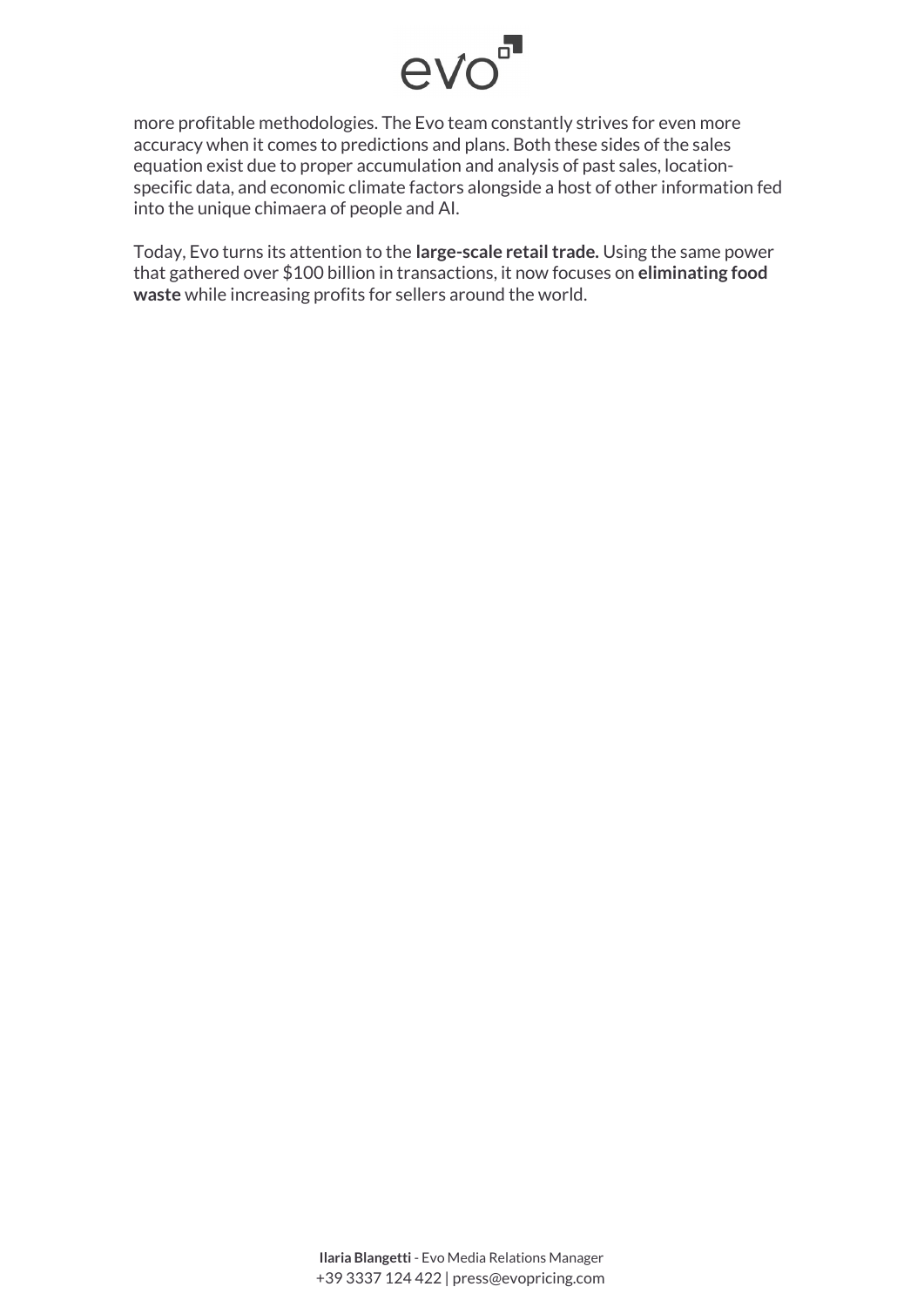more profitable methodologies. The Evo team constantly strives for even more accuracy when it comes to predictions and plans. Both these sides of the sales equation exist due to proper accumulation and analysis of past sales, location-specific data, and economic climate factors alongside a host of other information fed into the unique chimaera of people and AI.

Today, Evo turns its attention to the **large-scale retail trade.** Using the same power that gathered over $100 billion in transactions, it now focuses on **eliminating food waste** while increasing profits for sellers around the world.